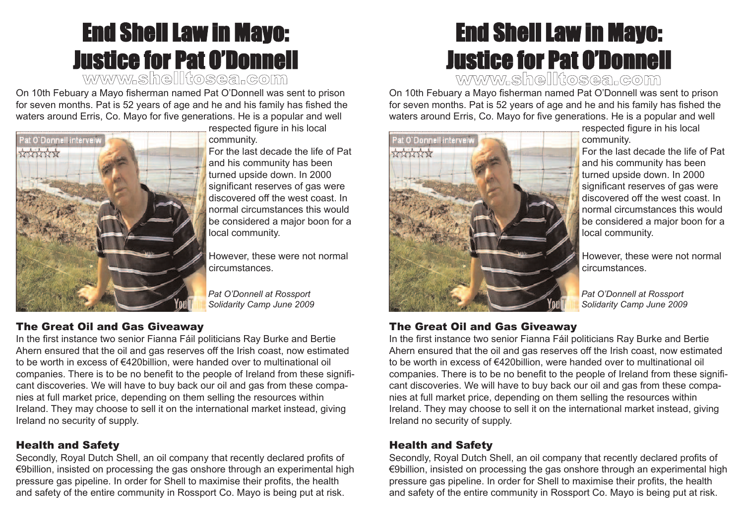# End Shell Law in Mayo: Justice for Pat O'Donnell

www.shelltosea.com

On 10th Febuary a Mayo fisherman named Pat O'Donnell was sent to prison for seven months. Pat is 52 years of age and he and his family has fished the waters around Erris, Co. Mayo for five generations. He is a popular and well respected figure in his local community.

For the last decade the life of Pat and his community has been turned upside down. In 2000 significant reserves of gas were discovered off the west coast. In normal circumstances this would be considered a major boon for a local community.

However, these were not normal circumstances.

*Pat O'Donnell at Rossport Solidarity Camp June 2009*

## The Great Oil and Gas Giveaway

In the first instance two senior Fianna Fáil politicians Ray Burke and Bertie Ahern ensured that the oil and gas reserves off the Irish coast, now estimated to be worth in excess of €420billion, were handed over to multinational oil companies. There is to be no benefit to the people of Ireland from these significant discoveries. We will have to buy back our oil and gas from these companies at full market price, depending on them selling the resources within Ireland. They may choose to sell it on the international market instead, giving Ireland no security of supply.

## Health and Safety

Secondly, Royal Dutch Shell, an oil company that recently declared profits of €9billion, insisted on processing the gas onshore through an experimental high pressure gas pipeline. In order for Shell to maximise their profits, the health and safety of the entire community in Rossport Co. Mayo is being put at risk.

# End Shell Law in Mayo: Justice for Pat O'Donnell

www.shelltosea.com

On 10th Febuary a Mayo fisherman named Pat O'Donnell was sent to prison for seven months. Pat is 52 years of age and he and his family has fished the waters around Erris, Co. Mayo for five generations. He is a popular and well respected figure in his local community.

For the last decade the life of Pat and his community has been turned upside down. In 2000 significant reserves of gas were discovered off the west coast. In normal circumstances this would be considered a major boon for a local community.

However, these were not normal circumstances.

*Pat O'Donnell at Rossport Solidarity Camp June 2009*

## The Great Oil and Gas Giveaway

In the first instance two senior Fianna Fáil politicians Ray Burke and Bertie Ahern ensured that the oil and gas reserves off the Irish coast, now estimated to be worth in excess of €420billion, were handed over to multinational oil companies. There is to be no benefit to the people of Ireland from these significant discoveries. We will have to buy back our oil and gas from these companies at full market price, depending on them selling the resources within Ireland. They may choose to sell it on the international market instead, giving Ireland no security of supply.

## Health and Safety

Secondly, Royal Dutch Shell, an oil company that recently declared profits of €9billion, insisted on processing the gas onshore through an experimental high pressure gas pipeline. In order for Shell to maximise their profits, the health and safety of the entire community in Rossport Co. Mayo is being put at risk.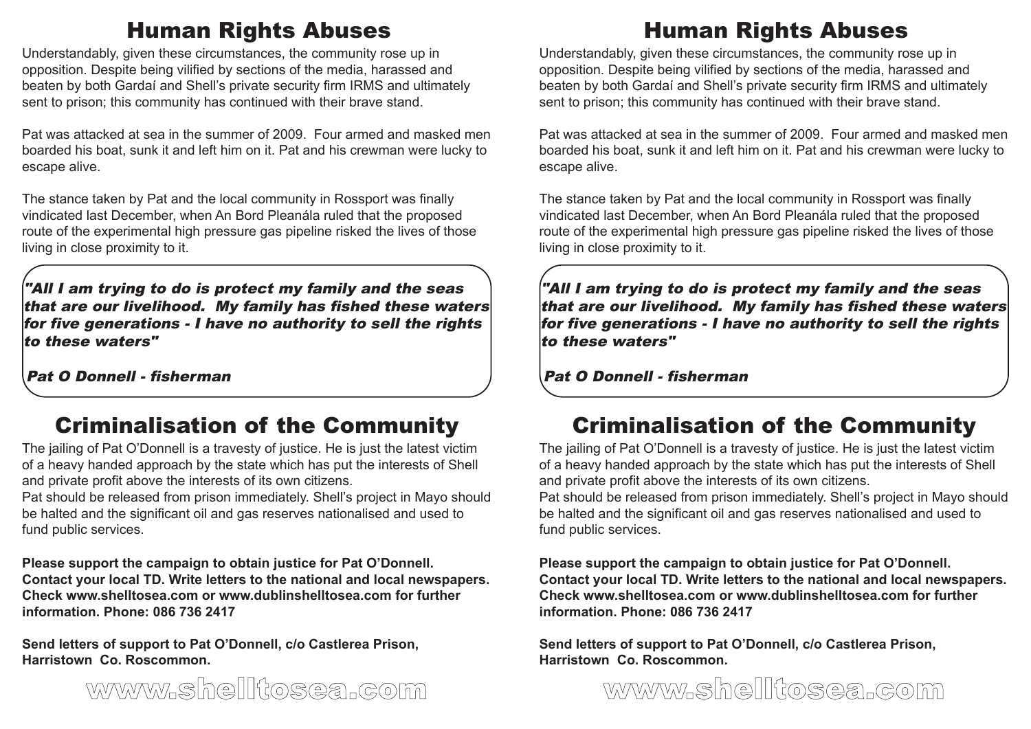# Human Rights Abuses

Understandably, given these circumstances, the community rose up in opposition. Despite being vilified by sections of the media, harassed and beaten by both Gardaí and Shell's private security firm IRMS and ultimately sent to prison; this community has continued with their brave stand.

Pat was attacked at sea in the summer of 2009. Four armed and masked men boarded his boat, sunk it and left him on it. Pat and his crewman were lucky to escape alive.

The stance taken by Pat and the local community in Rossport was finally vindicated last December, when An Bord Pleanála ruled that the proposed route of the experimental high pressure gas pipeline risked the lives of those living in close proximity to it.

> ***"All I am trying to do is protect my family and the seas that are our livelihood. My family has fished these waters for five generations - I have no authority to sell the rights to these waters"***
>
> ***Pat O Donnell - fisherman***

# Criminalisation of the Community

The jailing of Pat O'Donnell is a travesty of justice. He is just the latest victim of a heavy handed approach by the state which has put the interests of Shell and private profit above the interests of its own citizens.
Pat should be released from prison immediately. Shell's project in Mayo should be halted and the significant oil and gas reserves nationalised and used to fund public services.

**Please support the campaign to obtain justice for Pat O'Donnell. Contact your local TD. Write letters to the national and local newspapers. Check www.shelltosea.com or www.dublinshelltosea.com for further information. Phone: 086 736 2417**

**Send letters of support to Pat O'Donnell, c/o Castlerea Prison, Harristown Co. Roscommon.**

**www.shelltosea.com**

# Human Rights Abuses

Understandably, given these circumstances, the community rose up in opposition. Despite being vilified by sections of the media, harassed and beaten by both Gardaí and Shell's private security firm IRMS and ultimately sent to prison; this community has continued with their brave stand.

Pat was attacked at sea in the summer of 2009. Four armed and masked men boarded his boat, sunk it and left him on it. Pat and his crewman were lucky to escape alive.

The stance taken by Pat and the local community in Rossport was finally vindicated last December, when An Bord Pleanála ruled that the proposed route of the experimental high pressure gas pipeline risked the lives of those living in close proximity to it.

> ***"All I am trying to do is protect my family and the seas that are our livelihood. My family has fished these waters for five generations - I have no authority to sell the rights to these waters"***
>
> ***Pat O Donnell - fisherman***

# Criminalisation of the Community

The jailing of Pat O'Donnell is a travesty of justice. He is just the latest victim of a heavy handed approach by the state which has put the interests of Shell and private profit above the interests of its own citizens.
Pat should be released from prison immediately. Shell's project in Mayo should be halted and the significant oil and gas reserves nationalised and used to fund public services.

**Please support the campaign to obtain justice for Pat O'Donnell. Contact your local TD. Write letters to the national and local newspapers. Check www.shelltosea.com or www.dublinshelltosea.com for further information. Phone: 086 736 2417**

**Send letters of support to Pat O'Donnell, c/o Castlerea Prison, Harristown Co. Roscommon.**

**www.shelltosea.com**